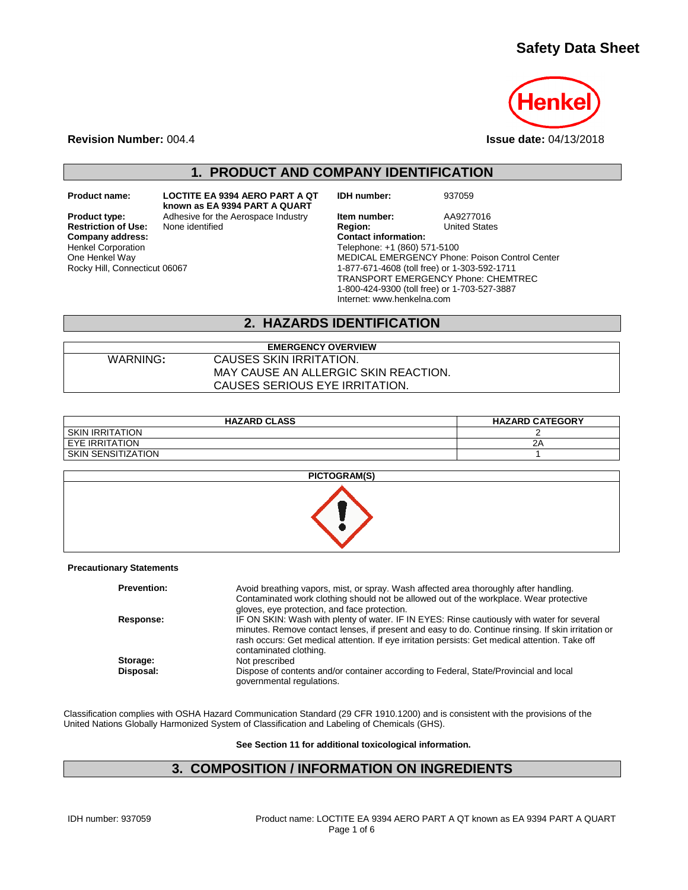# Safety Data Sheet

**Revision Number:** 004.4

**Issue date:** 04/13/2018

## 1. PRODUCT AND COMPANY IDENTIFICATION

**Product name:** LOCTITE EA 9394 AERO PART A QT known as EA 9394 PART A QUART

**Product type:** Adhesive for the Aerospace Industry

**Restriction of Use:** None identified

**Company address:**
Henkel Corporation
One Henkel Way
Rocky Hill, Connecticut 06067

**IDH number:** 937059

**Item number:** AA9277016

**Region:** United States

**Contact information:**
Telephone: +1 (860) 571-5100
MEDICAL EMERGENCY Phone: Poison Control Center
1-877-671-4608 (toll free) or 1-303-592-1711
TRANSPORT EMERGENCY Phone: CHEMTREC
1-800-424-9300 (toll free) or 1-703-527-3887
Internet: www.henkelna.com

## 2. HAZARDS IDENTIFICATION

| EMERGENCY OVERVIEW | |
|---|---|
| WARNING: | CAUSES SKIN IRRITATION.<br>MAY CAUSE AN ALLERGIC SKIN REACTION.<br>CAUSES SERIOUS EYE IRRITATION. |

| HAZARD CLASS | HAZARD CATEGORY |
|---|---|
| SKIN IRRITATION | 2 |
| EYE IRRITATION | 2A |
| SKIN SENSITIZATION | 1 |

**PICTOGRAM(S)**

**Precautionary Statements**

**Prevention:** Avoid breathing vapors, mist, or spray. Wash affected area thoroughly after handling. Contaminated work clothing should not be allowed out of the workplace. Wear protective gloves, eye protection, and face protection.

**Response:** IF ON SKIN: Wash with plenty of water. IF IN EYES: Rinse cautiously with water for several minutes. Remove contact lenses, if present and easy to do. Continue rinsing. If skin irritation or rash occurs: Get medical attention. If eye irritation persists: Get medical attention. Take off contaminated clothing.

**Storage:** Not prescribed

**Disposal:** Dispose of contents and/or container according to Federal, State/Provincial and local governmental regulations.

Classification complies with OSHA Hazard Communication Standard (29 CFR 1910.1200) and is consistent with the provisions of the United Nations Globally Harmonized System of Classification and Labeling of Chemicals (GHS).

**See Section 11 for additional toxicological information.**

## 3. COMPOSITION / INFORMATION ON INGREDIENTS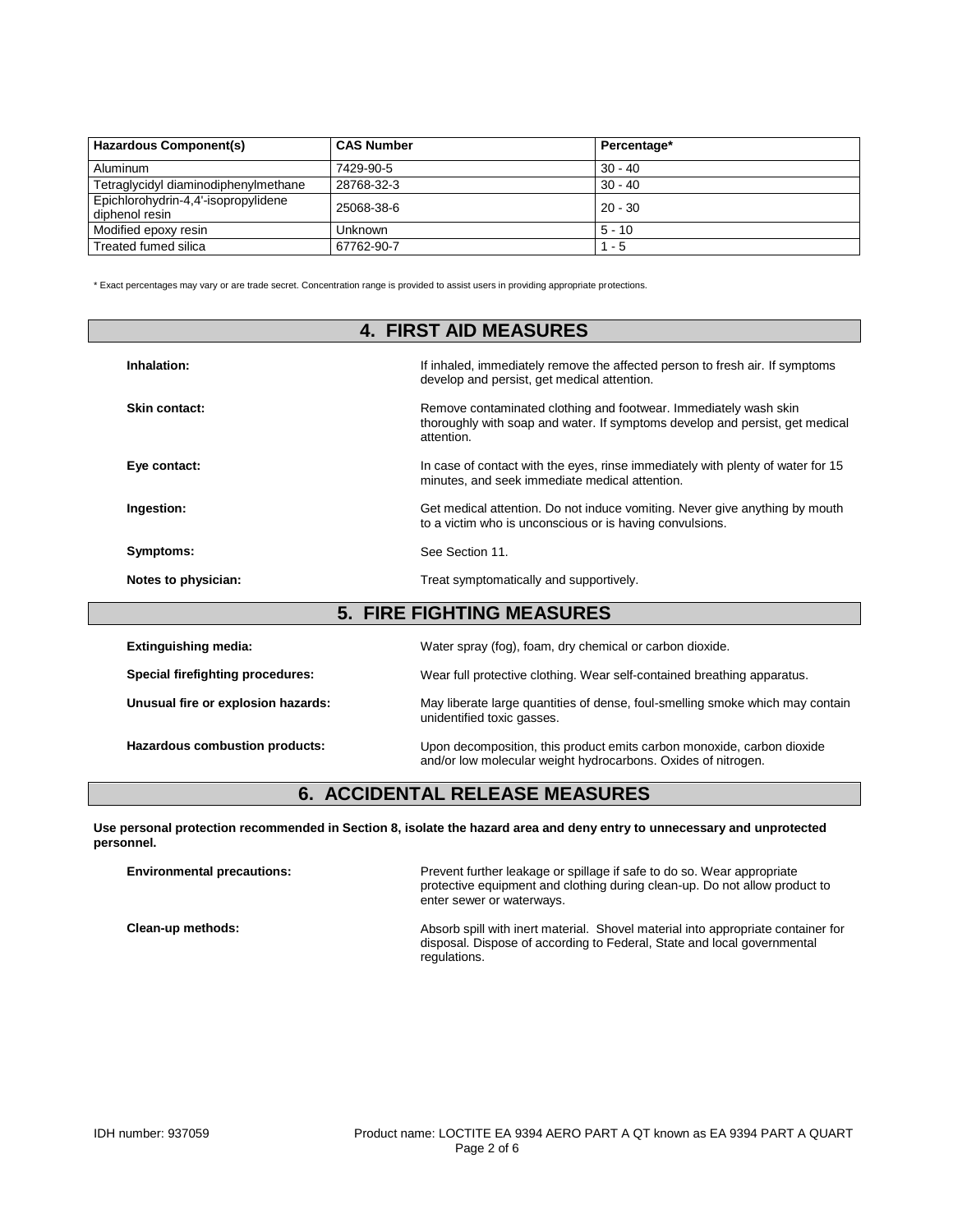| Hazardous Component(s) | CAS Number | Percentage* |
| --- | --- | --- |
| Aluminum | 7429-90-5 | 30 - 40 |
| Tetraglycidyl diaminodiphenylmethane | 28768-32-3 | 30 - 40 |
| Epichlorohydrin-4,4'-isopropylidene diphenol resin | 25068-38-6 | 20 - 30 |
| Modified epoxy resin | Unknown | 5 - 10 |
| Treated fumed silica | 67762-90-7 | 1 - 5 |

* Exact percentages may vary or are trade secret. Concentration range is provided to assist users in providing appropriate protections.

## 4. FIRST AID MEASURES

**Inhalation:** If inhaled, immediately remove the affected person to fresh air. If symptoms develop and persist, get medical attention.

**Skin contact:** Remove contaminated clothing and footwear. Immediately wash skin thoroughly with soap and water. If symptoms develop and persist, get medical attention.

**Eye contact:** In case of contact with the eyes, rinse immediately with plenty of water for 15 minutes, and seek immediate medical attention.

**Ingestion:** Get medical attention. Do not induce vomiting. Never give anything by mouth to a victim who is unconscious or is having convulsions.

**Symptoms:** See Section 11.

**Notes to physician:** Treat symptomatically and supportively.

## 5. FIRE FIGHTING MEASURES

**Extinguishing media:** Water spray (fog), foam, dry chemical or carbon dioxide.

**Special firefighting procedures:** Wear full protective clothing. Wear self-contained breathing apparatus.

**Unusual fire or explosion hazards:** May liberate large quantities of dense, foul-smelling smoke which may contain unidentified toxic gasses.

**Hazardous combustion products:** Upon decomposition, this product emits carbon monoxide, carbon dioxide and/or low molecular weight hydrocarbons. Oxides of nitrogen.

## 6. ACCIDENTAL RELEASE MEASURES

**Use personal protection recommended in Section 8, isolate the hazard area and deny entry to unnecessary and unprotected personnel.**

**Environmental precautions:** Prevent further leakage or spillage if safe to do so. Wear appropriate protective equipment and clothing during clean-up. Do not allow product to enter sewer or waterways.

**Clean-up methods:** Absorb spill with inert material. Shovel material into appropriate container for disposal. Dispose of according to Federal, State and local governmental regulations.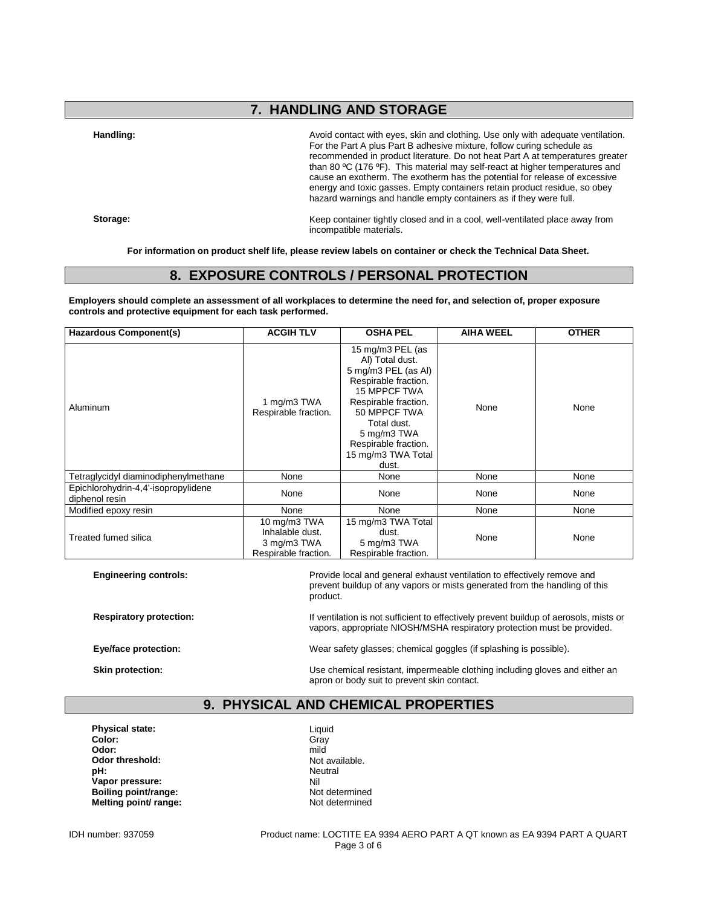## 7. HANDLING AND STORAGE

**Handling:** Avoid contact with eyes, skin and clothing. Use only with adequate ventilation. For the Part A plus Part B adhesive mixture, follow curing schedule as recommended in product literature. Do not heat Part A at temperatures greater than 80 ºC (176 ºF). This material may self-react at higher temperatures and cause an exotherm. The exotherm has the potential for release of excessive energy and toxic gasses. Empty containers retain product residue, so obey hazard warnings and handle empty containers as if they were full.

**Storage:** Keep container tightly closed and in a cool, well-ventilated place away from incompatible materials.

**For information on product shelf life, please review labels on container or check the Technical Data Sheet.**

## 8. EXPOSURE CONTROLS / PERSONAL PROTECTION

**Employers should complete an assessment of all workplaces to determine the need for, and selection of, proper exposure controls and protective equipment for each task performed.**

| Hazardous Component(s) | ACGIH TLV | OSHA PEL | AIHA WEEL | OTHER |
| --- | --- | --- | --- | --- |
| Aluminum | 1 mg/m3 TWA Respirable fraction. | 15 mg/m3 PEL (as Al) Total dust. 5 mg/m3 PEL (as Al) Respirable fraction. 15 MPPCF TWA Respirable fraction. 50 MPPCF TWA Total dust. 5 mg/m3 TWA Respirable fraction. 15 mg/m3 TWA Total dust. | None | None |
| Tetraglycidyl diaminodiphenylmethane | None | None | None | None |
| Epichlorohydrin-4,4'-isopropylidene diphenol resin | None | None | None | None |
| Modified epoxy resin | None | None | None | None |
| Treated fumed silica | 10 mg/m3 TWA Inhalable dust. 3 mg/m3 TWA Respirable fraction. | 15 mg/m3 TWA Total dust. 5 mg/m3 TWA Respirable fraction. | None | None |

**Engineering controls:** Provide local and general exhaust ventilation to effectively remove and prevent buildup of any vapors or mists generated from the handling of this product.

**Respiratory protection:** If ventilation is not sufficient to effectively prevent buildup of aerosols, mists or vapors, appropriate NIOSH/MSHA respiratory protection must be provided.

**Eye/face protection:** Wear safety glasses; chemical goggles (if splashing is possible).

**Skin protection:** Use chemical resistant, impermeable clothing including gloves and either an apron or body suit to prevent skin contact.

## 9. PHYSICAL AND CHEMICAL PROPERTIES

**Physical state:** Liquid
**Color:** Gray
**Odor:** mild
**Odor threshold:** Not available.
**pH:** Neutral
**Vapor pressure:** Nil
**Boiling point/range:** Not determined
**Melting point/ range:** Not determined

IDH number: 937059 Product name: LOCTITE EA 9394 AERO PART A QT known as EA 9394 PART A QUART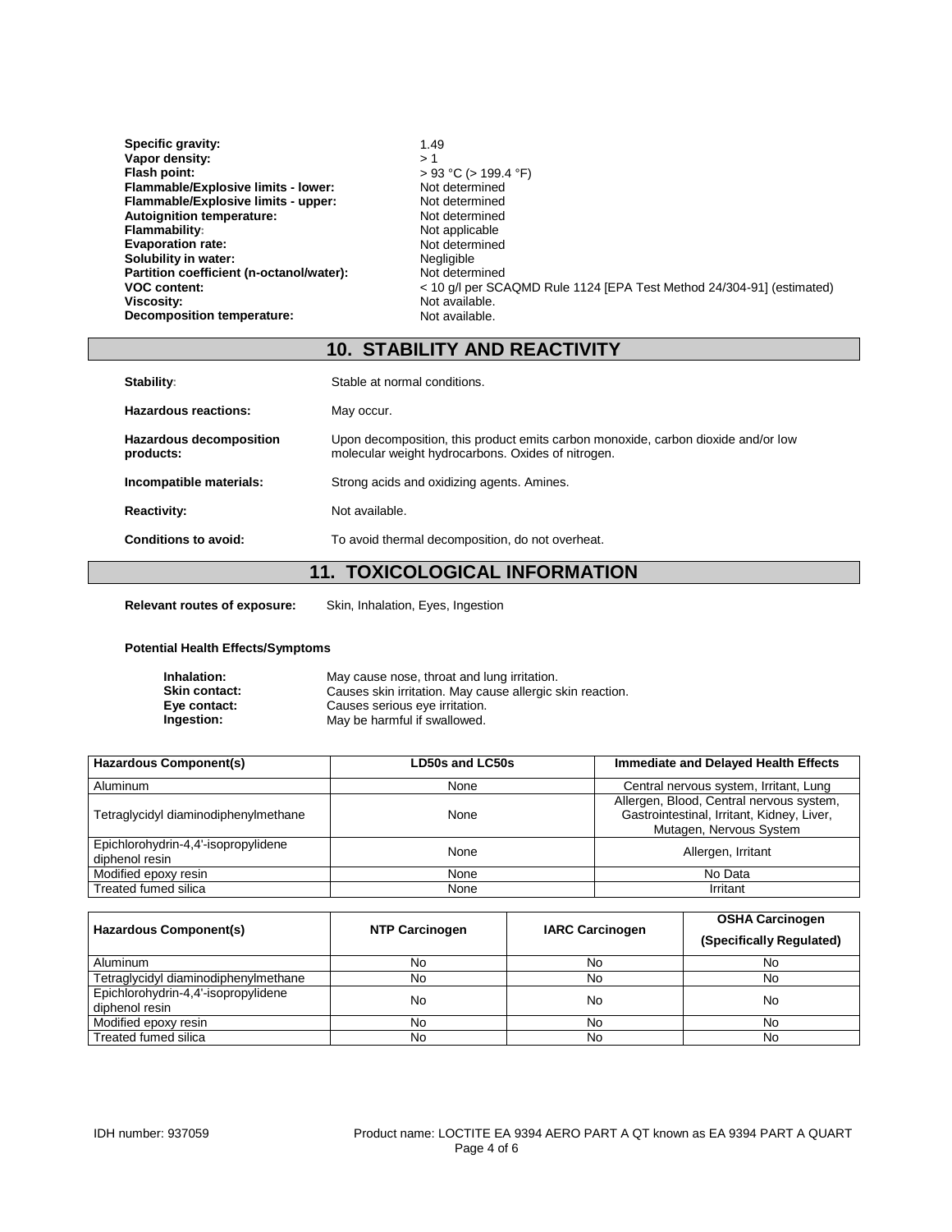**Specific gravity:** 1.49
**Vapor density:** > 1
**Flash point:** > 93 °C (> 199.4 °F)
**Flammable/Explosive limits - lower:** Not determined
**Flammable/Explosive limits - upper:** Not determined
**Autoignition temperature:** Not determined
**Flammability:** Not applicable
**Evaporation rate:** Not determined
**Solubility in water:** Negligible
**Partition coefficient (n-octanol/water):** Not determined
**VOC content:** < 10 g/l per SCAQMD Rule 1124 [EPA Test Method 24/304-91] (estimated)
**Viscosity:** Not available.
**Decomposition temperature:** Not available.

## 10. STABILITY AND REACTIVITY

**Stability:** Stable at normal conditions.

**Hazardous reactions:** May occur.

**Hazardous decomposition products:** Upon decomposition, this product emits carbon monoxide, carbon dioxide and/or low molecular weight hydrocarbons. Oxides of nitrogen.

**Incompatible materials:** Strong acids and oxidizing agents. Amines.

**Reactivity:** Not available.

**Conditions to avoid:** To avoid thermal decomposition, do not overheat.

## 11. TOXICOLOGICAL INFORMATION

**Relevant routes of exposure:** Skin, Inhalation, Eyes, Ingestion

**Potential Health Effects/Symptoms**

**Inhalation:** May cause nose, throat and lung irritation.
**Skin contact:** Causes skin irritation. May cause allergic skin reaction.
**Eye contact:** Causes serious eye irritation.
**Ingestion:** May be harmful if swallowed.

| Hazardous Component(s) | LD50s and LC50s | Immediate and Delayed Health Effects |
|---|---|---|
| Aluminum | None | Central nervous system, Irritant, Lung |
| Tetraglycidyl diaminodiphenylmethane | None | Allergen, Blood, Central nervous system, Gastrointestinal, Irritant, Kidney, Liver, Mutagen, Nervous System |
| Epichlorohydrin-4,4'-isopropylidene diphenol resin | None | Allergen, Irritant |
| Modified epoxy resin | None | No Data |
| Treated fumed silica | None | Irritant |

| Hazardous Component(s) | NTP Carcinogen | IARC Carcinogen | OSHA Carcinogen (Specifically Regulated) |
|---|---|---|---|
| Aluminum | No | No | No |
| Tetraglycidyl diaminodiphenylmethane | No | No | No |
| Epichlorohydrin-4,4'-isopropylidene diphenol resin | No | No | No |
| Modified epoxy resin | No | No | No |
| Treated fumed silica | No | No | No |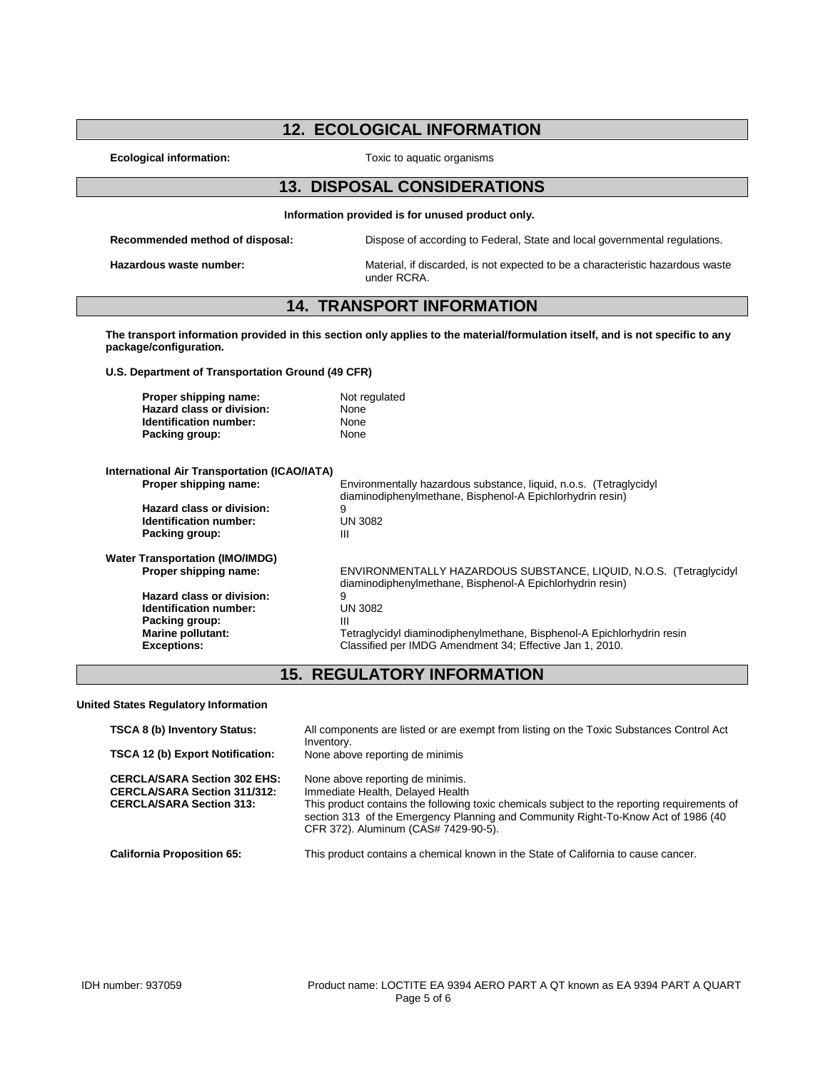## 12. ECOLOGICAL INFORMATION

**Ecological information:** Toxic to aquatic organisms

## 13. DISPOSAL CONSIDERATIONS

**Information provided is for unused product only.**

**Recommended method of disposal:** Dispose of according to Federal, State and local governmental regulations.

**Hazardous waste number:** Material, if discarded, is not expected to be a characteristic hazardous waste under RCRA.

## 14. TRANSPORT INFORMATION

**The transport information provided in this section only applies to the material/formulation itself, and is not specific to any package/configuration.**

**U.S. Department of Transportation Ground (49 CFR)**

**Proper shipping name:** Not regulated
**Hazard class or division:** None
**Identification number:** None
**Packing group:** None

**International Air Transportation (ICAO/IATA)**

**Proper shipping name:** Environmentally hazardous substance, liquid, n.o.s. (Tetraglycidyl diaminodiphenylmethane, Bisphenol-A Epichlorhydrin resin)
**Hazard class or division:** 9
**Identification number:** UN 3082
**Packing group:** III

**Water Transportation (IMO/IMDG)**

**Proper shipping name:** ENVIRONMENTALLY HAZARDOUS SUBSTANCE, LIQUID, N.O.S. (Tetraglycidyl diaminodiphenylmethane, Bisphenol-A Epichlorhydrin resin)
**Hazard class or division:** 9
**Identification number:** UN 3082
**Packing group:** III
**Marine pollutant:** Tetraglycidyl diaminodiphenylmethane, Bisphenol-A Epichlorhydrin resin
**Exceptions:** Classified per IMDG Amendment 34; Effective Jan 1, 2010.

## 15. REGULATORY INFORMATION

**United States Regulatory Information**

**TSCA 8 (b) Inventory Status:** All components are listed or are exempt from listing on the Toxic Substances Control Act Inventory.
**TSCA 12 (b) Export Notification:** None above reporting de minimis

**CERCLA/SARA Section 302 EHS:** None above reporting de minimis.
**CERCLA/SARA Section 311/312:** Immediate Health, Delayed Health
**CERCLA/SARA Section 313:** This product contains the following toxic chemicals subject to the reporting requirements of section 313 of the Emergency Planning and Community Right-To-Know Act of 1986 (40 CFR 372). Aluminum (CAS# 7429-90-5).

**California Proposition 65:** This product contains a chemical known in the State of California to cause cancer.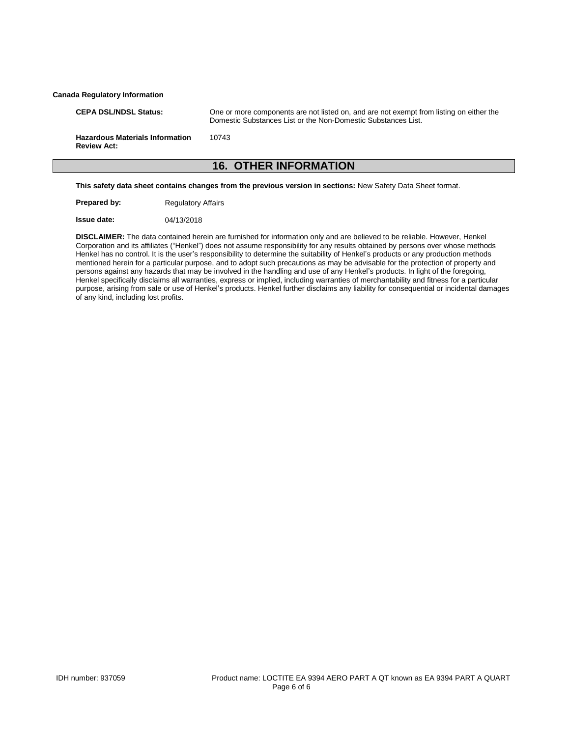**Canada Regulatory Information**

**CEPA DSL/NDSL Status:** One or more components are not listed on, and are not exempt from listing on either the Domestic Substances List or the Non-Domestic Substances List.

**Hazardous Materials Information Review Act:** 10743

## 16. OTHER INFORMATION

**This safety data sheet contains changes from the previous version in sections:** New Safety Data Sheet format.

**Prepared by:** Regulatory Affairs

**Issue date:** 04/13/2018

**DISCLAIMER:** The data contained herein are furnished for information only and are believed to be reliable. However, Henkel Corporation and its affiliates ("Henkel") does not assume responsibility for any results obtained by persons over whose methods Henkel has no control. It is the user's responsibility to determine the suitability of Henkel's products or any production methods mentioned herein for a particular purpose, and to adopt such precautions as may be advisable for the protection of property and persons against any hazards that may be involved in the handling and use of any Henkel's products. In light of the foregoing, Henkel specifically disclaims all warranties, express or implied, including warranties of merchantability and fitness for a particular purpose, arising from sale or use of Henkel's products. Henkel further disclaims any liability for consequential or incidental damages of any kind, including lost profits.